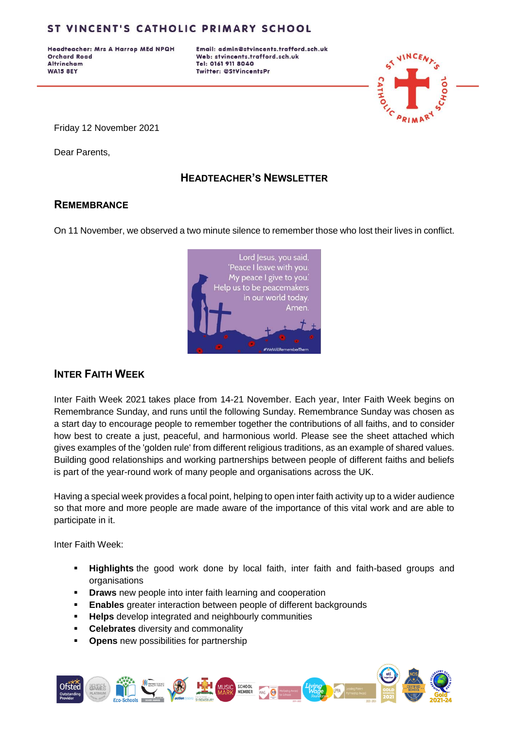# ST VINCENT'S CATHOLIC PRIMARY SCHOOL

Headteacher: Mrs A Harrop MEd NPQH
Orchard Road
Altrincham
WA15 8EY

Email: admin@stvincents.trafford.sch.uk
Web: stvincents.trafford.sch.uk
Tel: 0161 911 8040
Twitter: @StVincentsPr

Friday 12 November 2021

Dear Parents,

## HEADTEACHER'S NEWSLETTER

### REMEMBRANCE

On 11 November, we observed a two minute silence to remember those who lost their lives in conflict.

Lord Jesus, you said,
'Peace I leave with you.
My peace I give to you.'
Help us to be peacemakers
in our world today.
Amen.

#WeWillRememberThem

### INTER FAITH WEEK

Inter Faith Week 2021 takes place from 14-21 November. Each year, Inter Faith Week begins on Remembrance Sunday, and runs until the following Sunday. Remembrance Sunday was chosen as a start day to encourage people to remember together the contributions of all faiths, and to consider how best to create a just, peaceful, and harmonious world. Please see the sheet attached which gives examples of the 'golden rule' from different religious traditions, as an example of shared values. Building good relationships and working partnerships between people of different faiths and beliefs is part of the year-round work of many people and organisations across the UK.

Having a special week provides a focal point, helping to open inter faith activity up to a wider audience so that more and more people are made aware of the importance of this vital work and are able to participate in it.

Inter Faith Week:

- **Highlights** the good work done by local faith, inter faith and faith-based groups and organisations
- **Draws** new people into inter faith learning and cooperation
- **Enables** greater interaction between people of different backgrounds
- **Helps** develop integrated and neighbourly communities
- **Celebrates** diversity and commonality
- **Opens** new possibilities for partnership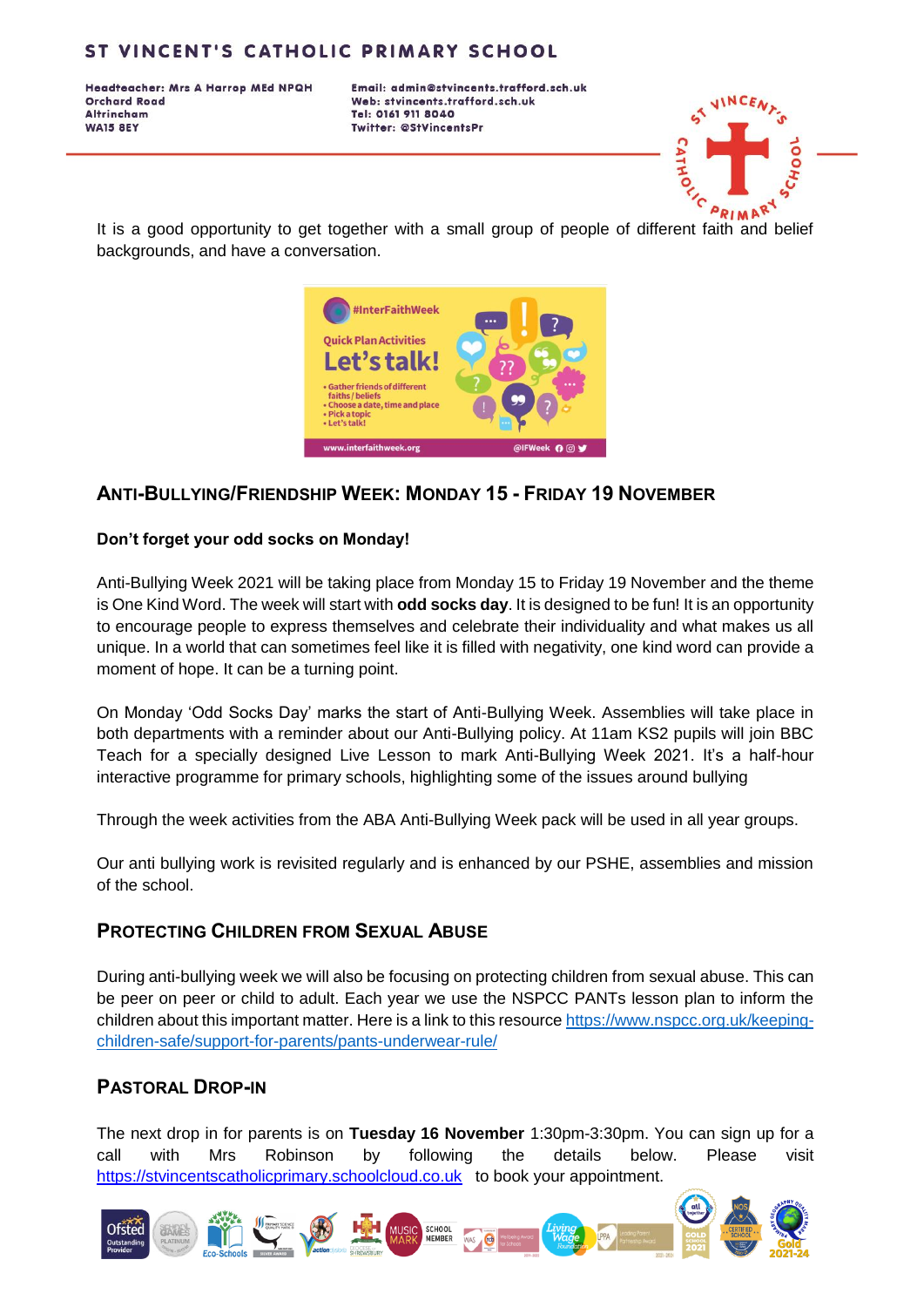It is a good opportunity to get together with a small group of people of different faith and belief backgrounds, and have a conversation.

## ANTI-BULLYING/FRIENDSHIP WEEK: MONDAY 15 - FRIDAY 19 NOVEMBER

**Don't forget your odd socks on Monday!**

Anti-Bullying Week 2021 will be taking place from Monday 15 to Friday 19 November and the theme is One Kind Word. The week will start with **odd socks day**. It is designed to be fun! It is an opportunity to encourage people to express themselves and celebrate their individuality and what makes us all unique. In a world that can sometimes feel like it is filled with negativity, one kind word can provide a moment of hope. It can be a turning point.

On Monday 'Odd Socks Day' marks the start of Anti-Bullying Week. Assemblies will take place in both departments with a reminder about our Anti-Bullying policy. At 11am KS2 pupils will join BBC Teach for a specially designed Live Lesson to mark Anti-Bullying Week 2021. It's a half-hour interactive programme for primary schools, highlighting some of the issues around bullying

Through the week activities from the ABA Anti-Bullying Week pack will be used in all year groups.

Our anti bullying work is revisited regularly and is enhanced by our PSHE, assemblies and mission of the school.

## PROTECTING CHILDREN FROM SEXUAL ABUSE

During anti-bullying week we will also be focusing on protecting children from sexual abuse. This can be peer on peer or child to adult. Each year we use the NSPCC PANTs lesson plan to inform the children about this important matter. Here is a link to this resource https://www.nspcc.org.uk/keeping-children-safe/support-for-parents/pants-underwear-rule/

## PASTORAL DROP-IN

The next drop in for parents is on **Tuesday 16 November** 1:30pm-3:30pm. You can sign up for a call with Mrs Robinson by following the details below. Please visit https://stvincentscatholicprimary.schoolcloud.co.uk to book your appointment.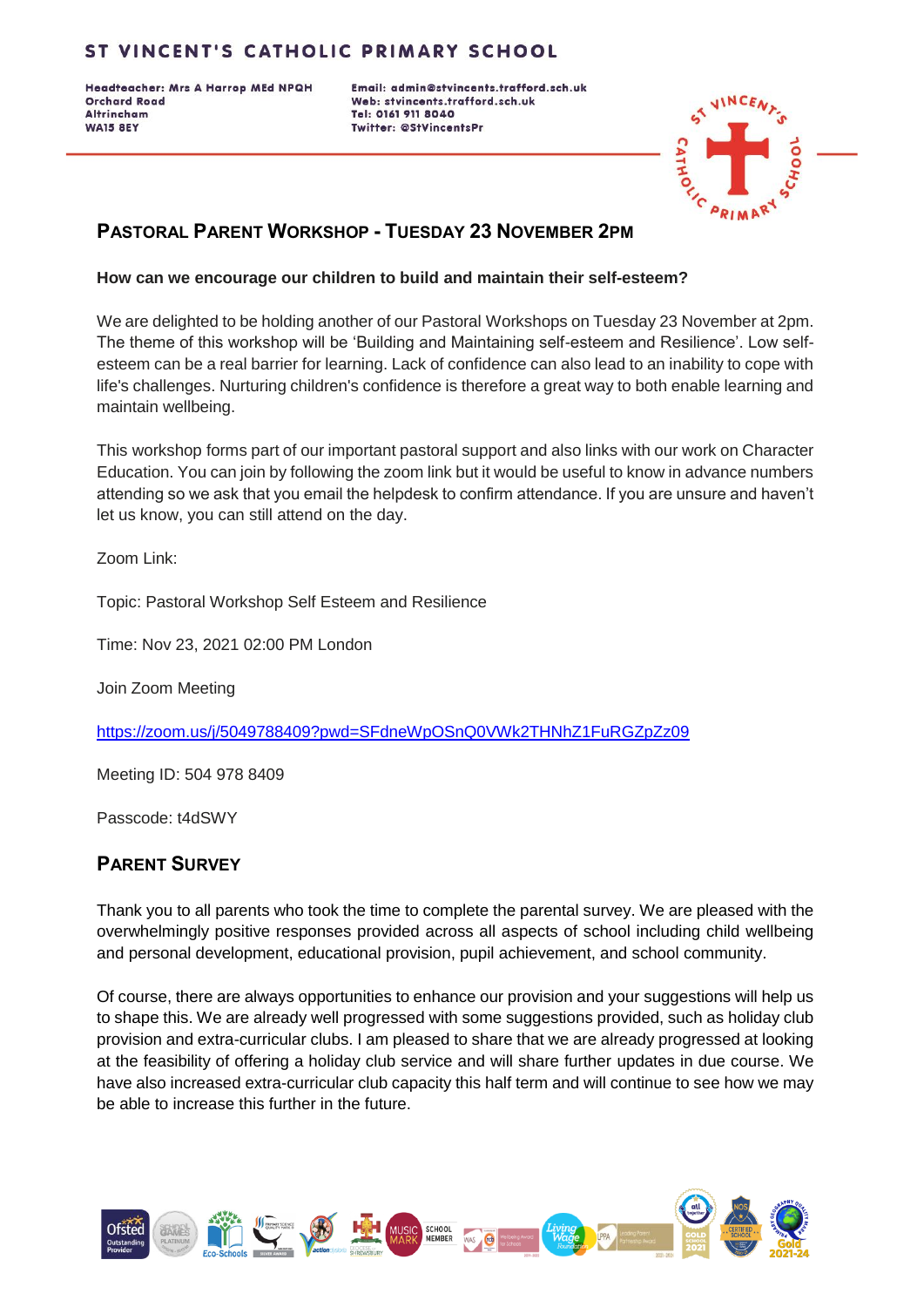# ST VINCENT'S CATHOLIC PRIMARY SCHOOL

**Headteacher: Mrs A Harrop MEd NPQH**
**Orchard Road**
**Altrincham**
**WA15 8EY**

**Email: admin@stvincents.trafford.sch.uk**
**Web: stvincents.trafford.sch.uk**
**Tel: 0161 911 8040**
**Twitter: @StVincentsPr**

## Pastoral Parent Workshop - Tuesday 23 November 2pm

**How can we encourage our children to build and maintain their self-esteem?**

We are delighted to be holding another of our Pastoral Workshops on Tuesday 23 November at 2pm. The theme of this workshop will be 'Building and Maintaining self-esteem and Resilience'. Low self-esteem can be a real barrier for learning. Lack of confidence can also lead to an inability to cope with life's challenges. Nurturing children's confidence is therefore a great way to both enable learning and maintain wellbeing.

This workshop forms part of our important pastoral support and also links with our work on Character Education. You can join by following the zoom link but it would be useful to know in advance numbers attending so we ask that you email the helpdesk to confirm attendance. If you are unsure and haven't let us know, you can still attend on the day.

Zoom Link:

Topic: Pastoral Workshop Self Esteem and Resilience

Time: Nov 23, 2021 02:00 PM London

Join Zoom Meeting

https://zoom.us/j/5049788409?pwd=SFdneWpOSnQ0VWk2THNhZ1FuRGZpZz09

Meeting ID: 504 978 8409

Passcode: t4dSWY

## Parent Survey

Thank you to all parents who took the time to complete the parental survey. We are pleased with the overwhelmingly positive responses provided across all aspects of school including child wellbeing and personal development, educational provision, pupil achievement, and school community.

Of course, there are always opportunities to enhance our provision and your suggestions will help us to shape this. We are already well progressed with some suggestions provided, such as holiday club provision and extra-curricular clubs. I am pleased to share that we are already progressed at looking at the feasibility of offering a holiday club service and will share further updates in due course. We have also increased extra-curricular club capacity this half term and will continue to see how we may be able to increase this further in the future.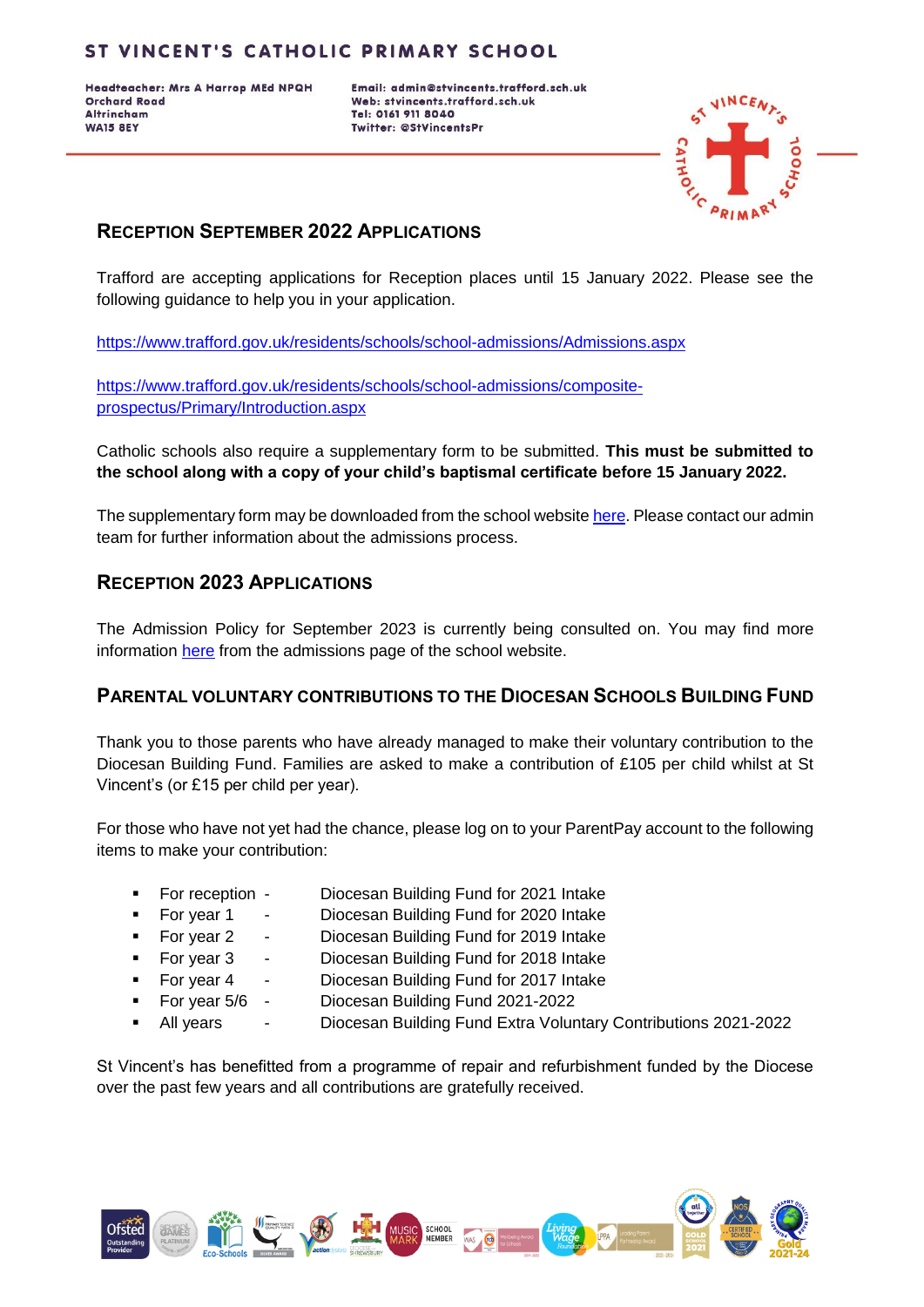# ST VINCENT'S CATHOLIC PRIMARY SCHOOL

**Headteacher: Mrs A Harrop MEd NPQH**
**Orchard Road**
**Altrincham**
**WA15 8EY**

**Email: admin@stvincents.trafford.sch.uk**
**Web: stvincents.trafford.sch.uk**
**Tel: 0161 911 8040**
**Twitter: @StVincentsPr**

## RECEPTION SEPTEMBER 2022 APPLICATIONS

Trafford are accepting applications for Reception places until 15 January 2022. Please see the following guidance to help you in your application.

https://www.trafford.gov.uk/residents/schools/school-admissions/Admissions.aspx

https://www.trafford.gov.uk/residents/schools/school-admissions/composite-prospectus/Primary/Introduction.aspx

Catholic schools also require a supplementary form to be submitted. **This must be submitted to the school along with a copy of your child's baptismal certificate before 15 January 2022.**

The supplementary form may be downloaded from the school website here. Please contact our admin team for further information about the admissions process.

## RECEPTION 2023 APPLICATIONS

The Admission Policy for September 2023 is currently being consulted on. You may find more information here from the admissions page of the school website.

## PARENTAL VOLUNTARY CONTRIBUTIONS TO THE DIOCESAN SCHOOLS BUILDING FUND

Thank you to those parents who have already managed to make their voluntary contribution to the Diocesan Building Fund. Families are asked to make a contribution of £105 per child whilst at St Vincent's (or £15 per child per year).

For those who have not yet had the chance, please log on to your ParentPay account to the following items to make your contribution:

- For reception - Diocesan Building Fund for 2021 Intake
- For year 1 - Diocesan Building Fund for 2020 Intake
- For year 2 - Diocesan Building Fund for 2019 Intake
- For year 3 - Diocesan Building Fund for 2018 Intake
- For year 4 - Diocesan Building Fund for 2017 Intake
- For year 5/6 - Diocesan Building Fund 2021-2022
- All years - Diocesan Building Fund Extra Voluntary Contributions 2021-2022

St Vincent's has benefitted from a programme of repair and refurbishment funded by the Diocese over the past few years and all contributions are gratefully received.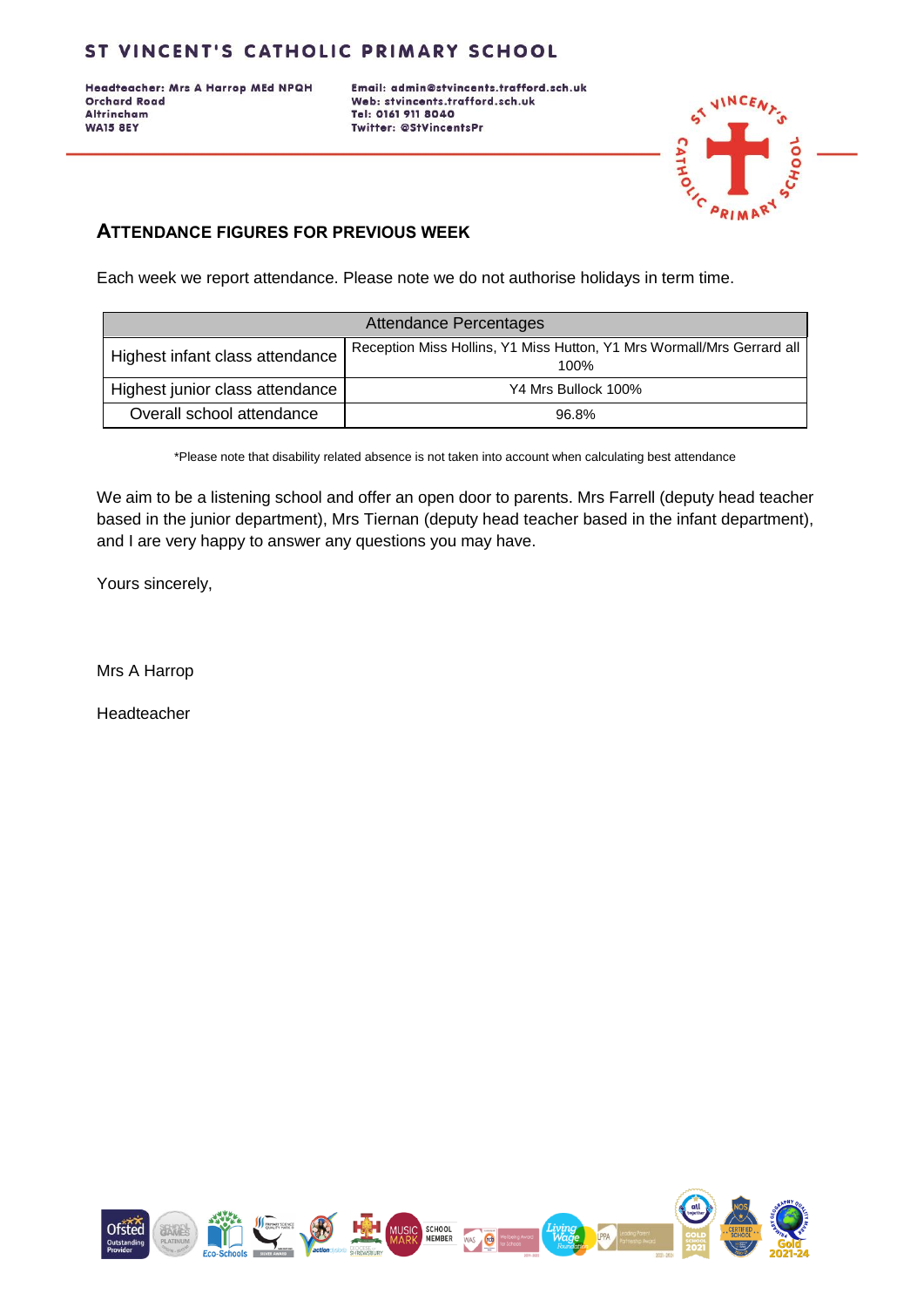# ST VINCENT'S CATHOLIC PRIMARY SCHOOL

**Headteacher: Mrs A Harrop MEd NPQH**
**Orchard Road**
**Altrincham**
**WA15 8EY**

**Email: admin@stvincents.trafford.sch.uk**
**Web: stvincents.trafford.sch.uk**
**Tel: 0161 911 8040**
**Twitter: @StVincentsPr**

## ATTENDANCE FIGURES FOR PREVIOUS WEEK

Each week we report attendance. Please note we do not authorise holidays in term time.

| Attendance Percentages | |
|---|---|
| Highest infant class attendance | Reception Miss Hollins, Y1 Miss Hutton, Y1 Mrs Wormall/Mrs Gerrard all 100% |
| Highest junior class attendance | Y4 Mrs Bullock 100% |
| Overall school attendance | 96.8% |

*Please note that disability related absence is not taken into account when calculating best attendance

We aim to be a listening school and offer an open door to parents. Mrs Farrell (deputy head teacher based in the junior department), Mrs Tiernan (deputy head teacher based in the infant department), and I are very happy to answer any questions you may have.

Yours sincerely,

Mrs A Harrop

Headteacher